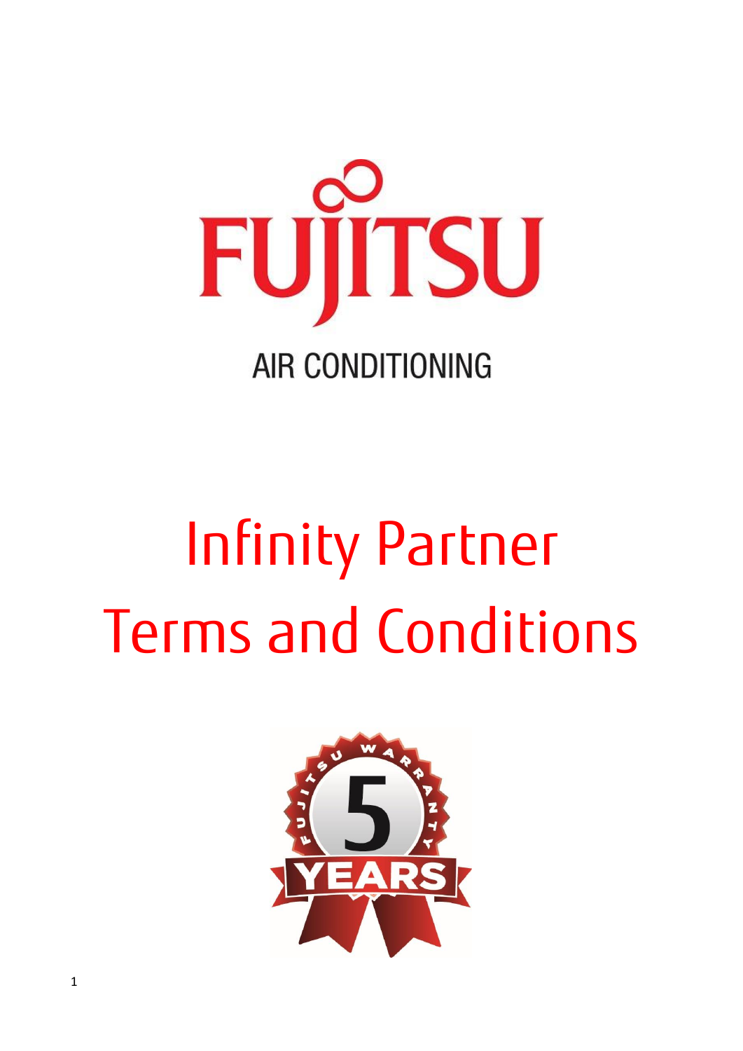FUJITSU

AIR CONDITIONING

# Infinity Partner Terms and Conditions

FUJITSU WARRANTY 5 YEARS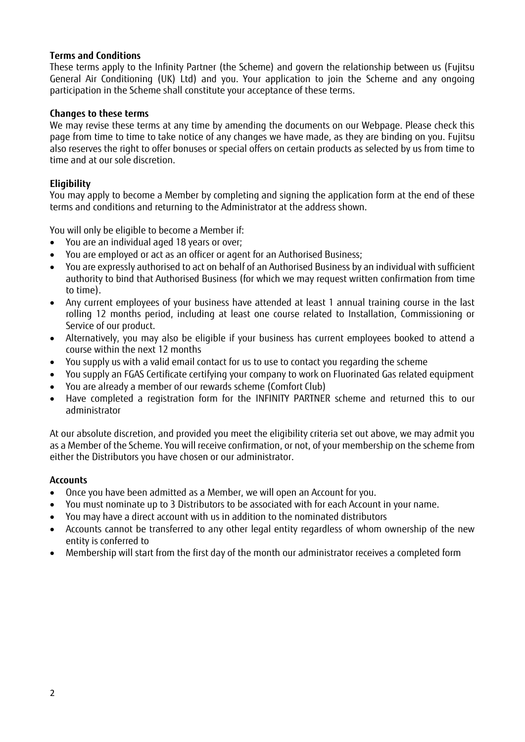**Terms and Conditions**

These terms apply to the Infinity Partner (the Scheme) and govern the relationship between us (Fujitsu General Air Conditioning (UK) Ltd) and you. Your application to join the Scheme and any ongoing participation in the Scheme shall constitute your acceptance of these terms.

**Changes to these terms**

We may revise these terms at any time by amending the documents on our Webpage. Please check this page from time to time to take notice of any changes we have made, as they are binding on you. Fujitsu also reserves the right to offer bonuses or special offers on certain products as selected by us from time to time and at our sole discretion.

**Eligibility**

You may apply to become a Member by completing and signing the application form at the end of these terms and conditions and returning to the Administrator at the address shown.

You will only be eligible to become a Member if:

- You are an individual aged 18 years or over;
- You are employed or act as an officer or agent for an Authorised Business;
- You are expressly authorised to act on behalf of an Authorised Business by an individual with sufficient authority to bind that Authorised Business (for which we may request written confirmation from time to time).
- Any current employees of your business have attended at least 1 annual training course in the last rolling 12 months period, including at least one course related to Installation, Commissioning or Service of our product.
- Alternatively, you may also be eligible if your business has current employees booked to attend a course within the next 12 months
- You supply us with a valid email contact for us to use to contact you regarding the scheme
- You supply an FGAS Certificate certifying your company to work on Fluorinated Gas related equipment
- You are already a member of our rewards scheme (Comfort Club)
- Have completed a registration form for the INFINITY PARTNER scheme and returned this to our administrator

At our absolute discretion, and provided you meet the eligibility criteria set out above, we may admit you as a Member of the Scheme. You will receive confirmation, or not, of your membership on the scheme from either the Distributors you have chosen or our administrator.

**Accounts**

- Once you have been admitted as a Member, we will open an Account for you.
- You must nominate up to 3 Distributors to be associated with for each Account in your name.
- You may have a direct account with us in addition to the nominated distributors
- Accounts cannot be transferred to any other legal entity regardless of whom ownership of the new entity is conferred to
- Membership will start from the first day of the month our administrator receives a completed form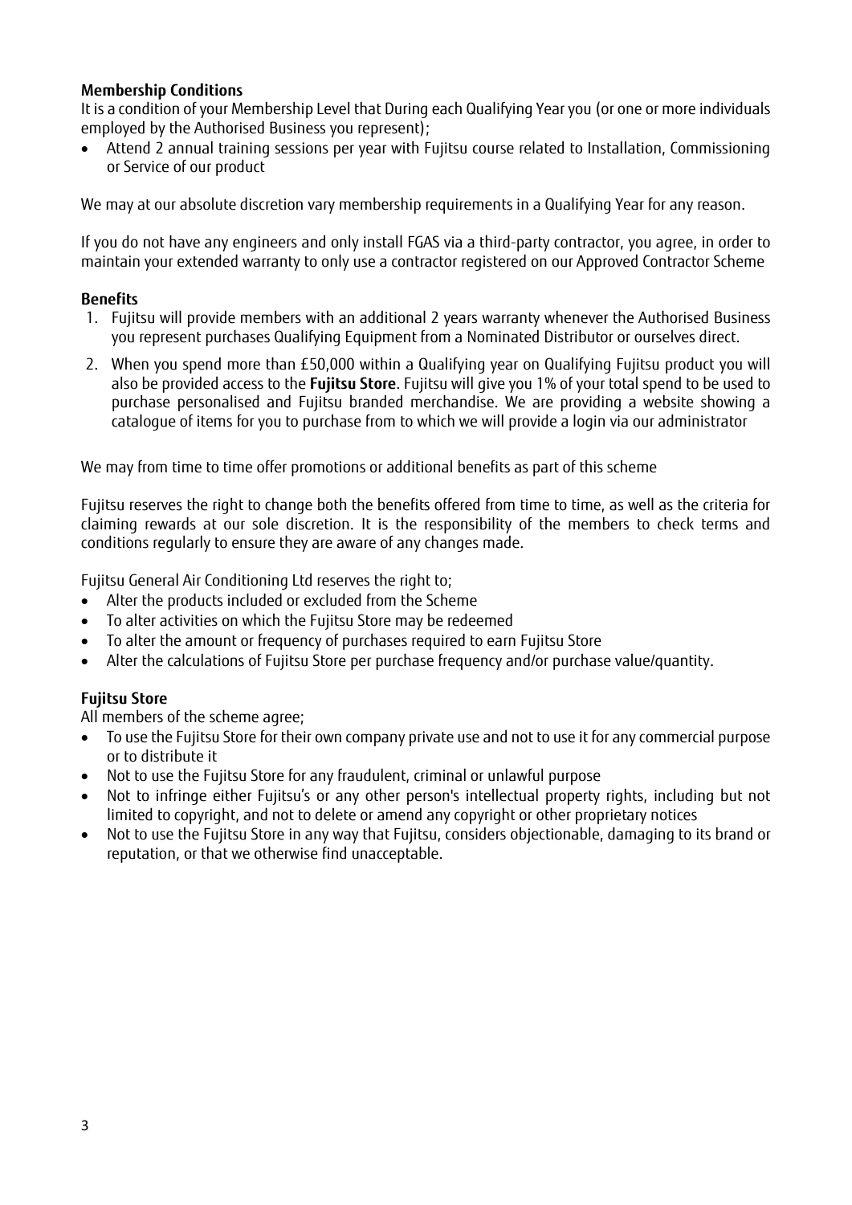**Membership Conditions**

It is a condition of your Membership Level that During each Qualifying Year you (or one or more individuals employed by the Authorised Business you represent);

- Attend 2 annual training sessions per year with Fujitsu course related to Installation, Commissioning or Service of our product

We may at our absolute discretion vary membership requirements in a Qualifying Year for any reason.

If you do not have any engineers and only install FGAS via a third-party contractor, you agree, in order to maintain your extended warranty to only use a contractor registered on our Approved Contractor Scheme

**Benefits**

1. Fujitsu will provide members with an additional 2 years warranty whenever the Authorised Business you represent purchases Qualifying Equipment from a Nominated Distributor or ourselves direct.
2. When you spend more than £50,000 within a Qualifying year on Qualifying Fujitsu product you will also be provided access to the **Fujitsu Store**. Fujitsu will give you 1% of your total spend to be used to purchase personalised and Fujitsu branded merchandise. We are providing a website showing a catalogue of items for you to purchase from to which we will provide a login via our administrator

We may from time to time offer promotions or additional benefits as part of this scheme

Fujitsu reserves the right to change both the benefits offered from time to time, as well as the criteria for claiming rewards at our sole discretion. It is the responsibility of the members to check terms and conditions regularly to ensure they are aware of any changes made.

Fujitsu General Air Conditioning Ltd reserves the right to;

- Alter the products included or excluded from the Scheme
- To alter activities on which the Fujitsu Store may be redeemed
- To alter the amount or frequency of purchases required to earn Fujitsu Store
- Alter the calculations of Fujitsu Store per purchase frequency and/or purchase value/quantity.

**Fujitsu Store**

All members of the scheme agree;

- To use the Fujitsu Store for their own company private use and not to use it for any commercial purpose or to distribute it
- Not to use the Fujitsu Store for any fraudulent, criminal or unlawful purpose
- Not to infringe either Fujitsu's or any other person's intellectual property rights, including but not limited to copyright, and not to delete or amend any copyright or other proprietary notices
- Not to use the Fujitsu Store in any way that Fujitsu, considers objectionable, damaging to its brand or reputation, or that we otherwise find unacceptable.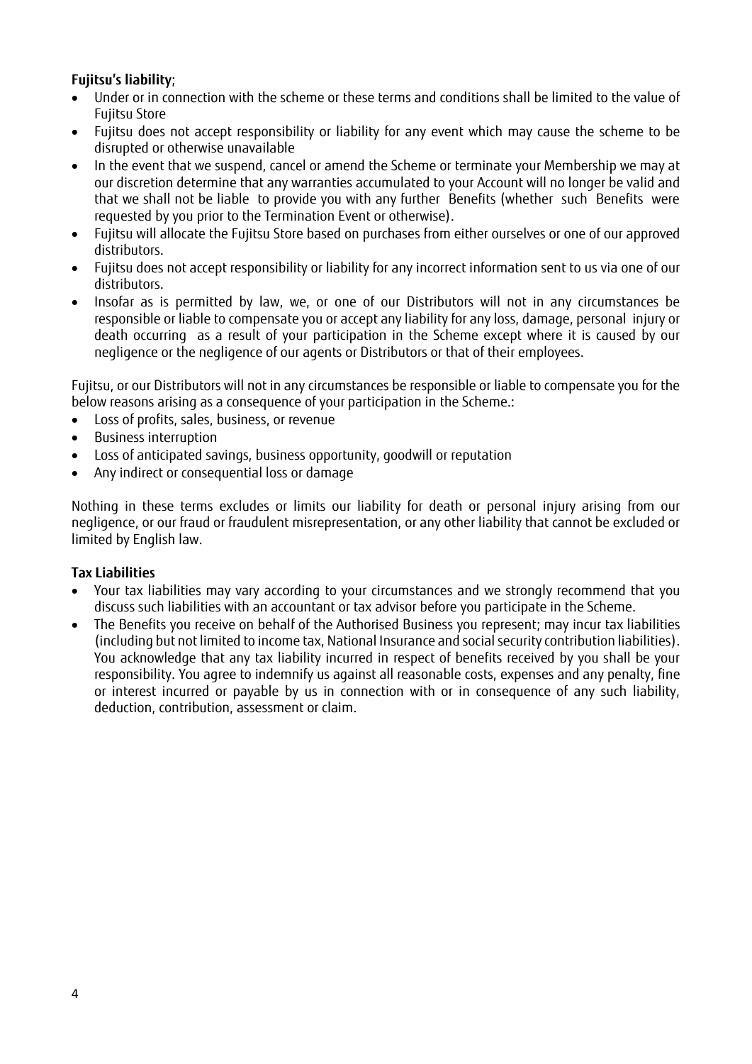**Fujitsu's liability**;

- Under or in connection with the scheme or these terms and conditions shall be limited to the value of Fujitsu Store
- Fujitsu does not accept responsibility or liability for any event which may cause the scheme to be disrupted or otherwise unavailable
- In the event that we suspend, cancel or amend the Scheme or terminate your Membership we may at our discretion determine that any warranties accumulated to your Account will no longer be valid and that we shall not be liable to provide you with any further Benefits (whether such Benefits were requested by you prior to the Termination Event or otherwise).
- Fujitsu will allocate the Fujitsu Store based on purchases from either ourselves or one of our approved distributors.
- Fujitsu does not accept responsibility or liability for any incorrect information sent to us via one of our distributors.
- Insofar as is permitted by law, we, or one of our Distributors will not in any circumstances be responsible or liable to compensate you or accept any liability for any loss, damage, personal injury or death occurring as a result of your participation in the Scheme except where it is caused by our negligence or the negligence of our agents or Distributors or that of their employees.

Fujitsu, or our Distributors will not in any circumstances be responsible or liable to compensate you for the below reasons arising as a consequence of your participation in the Scheme.:

- Loss of profits, sales, business, or revenue
- Business interruption
- Loss of anticipated savings, business opportunity, goodwill or reputation
- Any indirect or consequential loss or damage

Nothing in these terms excludes or limits our liability for death or personal injury arising from our negligence, or our fraud or fraudulent misrepresentation, or any other liability that cannot be excluded or limited by English law.

**Tax Liabilities**

- Your tax liabilities may vary according to your circumstances and we strongly recommend that you discuss such liabilities with an accountant or tax advisor before you participate in the Scheme.
- The Benefits you receive on behalf of the Authorised Business you represent; may incur tax liabilities (including but not limited to income tax, National Insurance and social security contribution liabilities). You acknowledge that any tax liability incurred in respect of benefits received by you shall be your responsibility. You agree to indemnify us against all reasonable costs, expenses and any penalty, fine or interest incurred or payable by us in connection with or in consequence of any such liability, deduction, contribution, assessment or claim.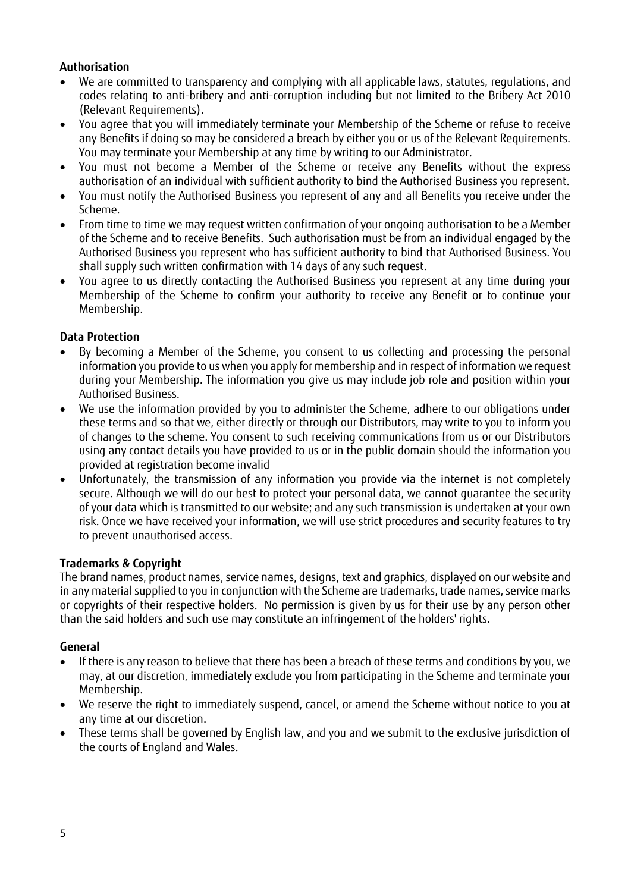**Authorisation**

- We are committed to transparency and complying with all applicable laws, statutes, regulations, and codes relating to anti-bribery and anti-corruption including but not limited to the Bribery Act 2010 (Relevant Requirements).
- You agree that you will immediately terminate your Membership of the Scheme or refuse to receive any Benefits if doing so may be considered a breach by either you or us of the Relevant Requirements. You may terminate your Membership at any time by writing to our Administrator.
- You must not become a Member of the Scheme or receive any Benefits without the express authorisation of an individual with sufficient authority to bind the Authorised Business you represent.
- You must notify the Authorised Business you represent of any and all Benefits you receive under the Scheme.
- From time to time we may request written confirmation of your ongoing authorisation to be a Member of the Scheme and to receive Benefits. Such authorisation must be from an individual engaged by the Authorised Business you represent who has sufficient authority to bind that Authorised Business. You shall supply such written confirmation with 14 days of any such request.
- You agree to us directly contacting the Authorised Business you represent at any time during your Membership of the Scheme to confirm your authority to receive any Benefit or to continue your Membership.

**Data Protection**

- By becoming a Member of the Scheme, you consent to us collecting and processing the personal information you provide to us when you apply for membership and in respect of information we request during your Membership. The information you give us may include job role and position within your Authorised Business.
- We use the information provided by you to administer the Scheme, adhere to our obligations under these terms and so that we, either directly or through our Distributors, may write to you to inform you of changes to the scheme. You consent to such receiving communications from us or our Distributors using any contact details you have provided to us or in the public domain should the information you provided at registration become invalid
- Unfortunately, the transmission of any information you provide via the internet is not completely secure. Although we will do our best to protect your personal data, we cannot guarantee the security of your data which is transmitted to our website; and any such transmission is undertaken at your own risk. Once we have received your information, we will use strict procedures and security features to try to prevent unauthorised access.

**Trademarks & Copyright**

The brand names, product names, service names, designs, text and graphics, displayed on our website and in any material supplied to you in conjunction with the Scheme are trademarks, trade names, service marks or copyrights of their respective holders. No permission is given by us for their use by any person other than the said holders and such use may constitute an infringement of the holders' rights.

**General**

- If there is any reason to believe that there has been a breach of these terms and conditions by you, we may, at our discretion, immediately exclude you from participating in the Scheme and terminate your Membership.
- We reserve the right to immediately suspend, cancel, or amend the Scheme without notice to you at any time at our discretion.
- These terms shall be governed by English law, and you and we submit to the exclusive jurisdiction of the courts of England and Wales.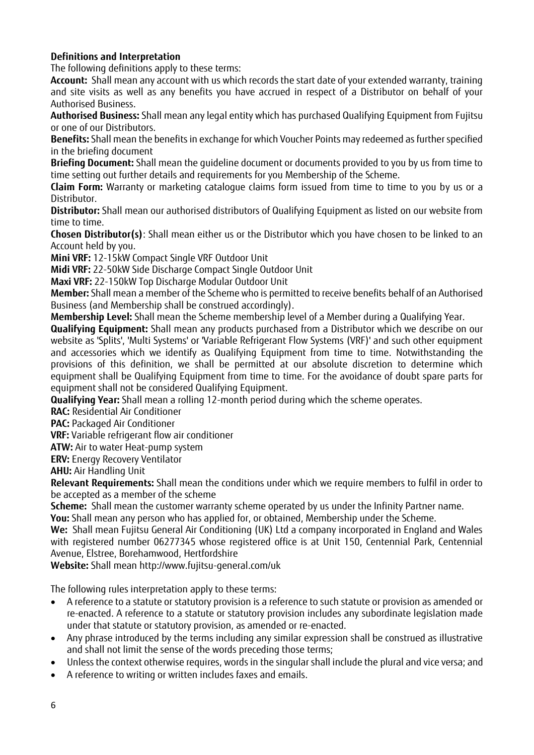**Definitions and Interpretation**

The following definitions apply to these terms:

**Account:** Shall mean any account with us which records the start date of your extended warranty, training and site visits as well as any benefits you have accrued in respect of a Distributor on behalf of your Authorised Business.

**Authorised Business:** Shall mean any legal entity which has purchased Qualifying Equipment from Fujitsu or one of our Distributors.

**Benefits:** Shall mean the benefits in exchange for which Voucher Points may redeemed as further specified in the briefing document

**Briefing Document:** Shall mean the guideline document or documents provided to you by us from time to time setting out further details and requirements for you Membership of the Scheme.

**Claim Form:** Warranty or marketing catalogue claims form issued from time to time to you by us or a Distributor.

**Distributor:** Shall mean our authorised distributors of Qualifying Equipment as listed on our website from time to time.

**Chosen Distributor(s)**: Shall mean either us or the Distributor which you have chosen to be linked to an Account held by you.

**Mini VRF:** 12-15kW Compact Single VRF Outdoor Unit

**Midi VRF:** 22-50kW Side Discharge Compact Single Outdoor Unit

**Maxi VRF:** 22-150kW Top Discharge Modular Outdoor Unit

**Member:** Shall mean a member of the Scheme who is permitted to receive benefits behalf of an Authorised Business (and Membership shall be construed accordingly).

**Membership Level:** Shall mean the Scheme membership level of a Member during a Qualifying Year.

**Qualifying Equipment:** Shall mean any products purchased from a Distributor which we describe on our website as 'Splits', 'Multi Systems' or 'Variable Refrigerant Flow Systems (VRF)' and such other equipment and accessories which we identify as Qualifying Equipment from time to time. Notwithstanding the provisions of this definition, we shall be permitted at our absolute discretion to determine which equipment shall be Qualifying Equipment from time to time. For the avoidance of doubt spare parts for equipment shall not be considered Qualifying Equipment.

**Qualifying Year:** Shall mean a rolling 12-month period during which the scheme operates.

**RAC:** Residential Air Conditioner

**PAC:** Packaged Air Conditioner

**VRF:** Variable refrigerant flow air conditioner

**ATW:** Air to water Heat-pump system

**ERV:** Energy Recovery Ventilator

**AHU:** Air Handling Unit

**Relevant Requirements:** Shall mean the conditions under which we require members to fulfil in order to be accepted as a member of the scheme

**Scheme:** Shall mean the customer warranty scheme operated by us under the Infinity Partner name.

**You:** Shall mean any person who has applied for, or obtained, Membership under the Scheme.

**We:** Shall mean Fujitsu General Air Conditioning (UK) Ltd a company incorporated in England and Wales with registered number 06277345 whose registered office is at Unit 150, Centennial Park, Centennial Avenue, Elstree, Borehamwood, Hertfordshire

**Website:** Shall mean http://www.fujitsu-general.com/uk

The following rules interpretation apply to these terms:

- A reference to a statute or statutory provision is a reference to such statute or provision as amended or re-enacted. A reference to a statute or statutory provision includes any subordinate legislation made under that statute or statutory provision, as amended or re-enacted.
- Any phrase introduced by the terms including any similar expression shall be construed as illustrative and shall not limit the sense of the words preceding those terms;
- Unless the context otherwise requires, words in the singular shall include the plural and vice versa; and
- A reference to writing or written includes faxes and emails.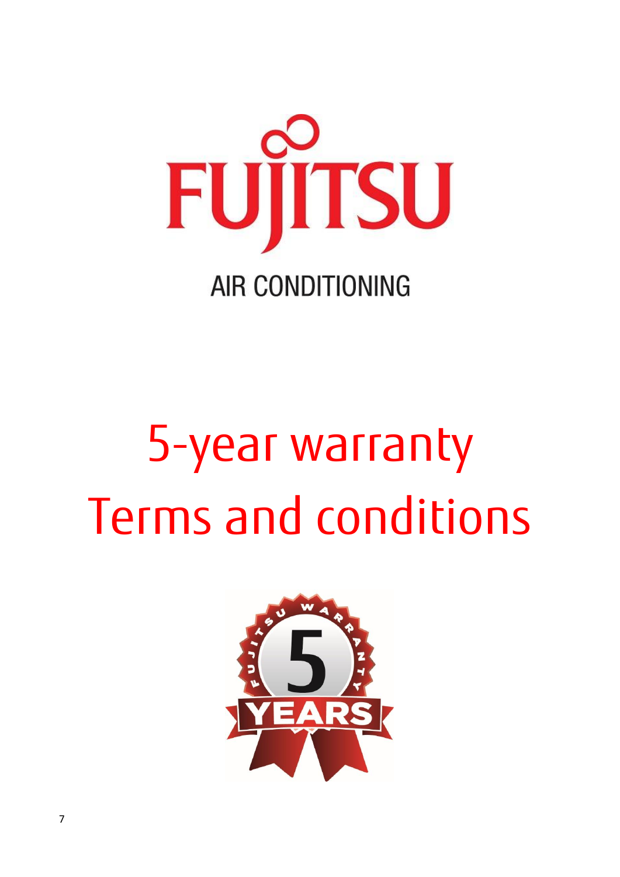FUJITSU

AIR CONDITIONING

# 5-year warranty
# Terms and conditions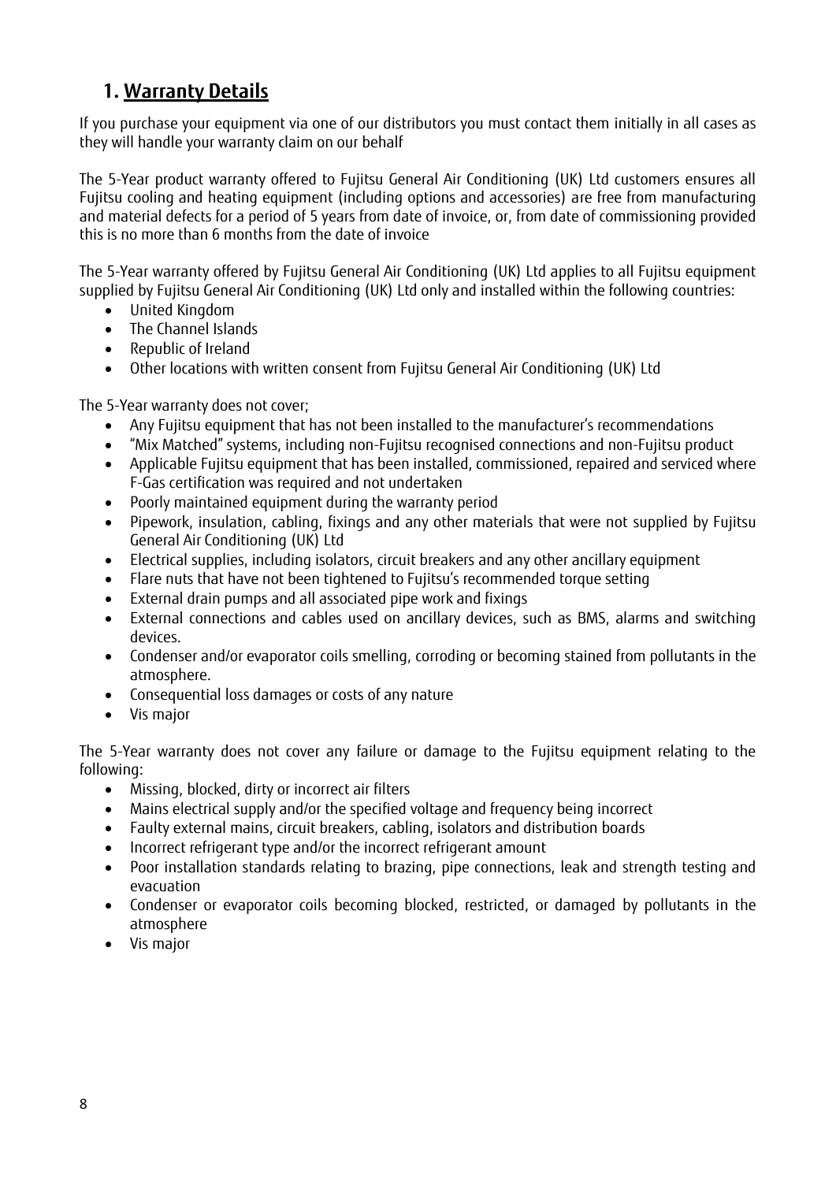## 1. Warranty Details

If you purchase your equipment via one of our distributors you must contact them initially in all cases as they will handle your warranty claim on our behalf

The 5-Year product warranty offered to Fujitsu General Air Conditioning (UK) Ltd customers ensures all Fujitsu cooling and heating equipment (including options and accessories) are free from manufacturing and material defects for a period of 5 years from date of invoice, or, from date of commissioning provided this is no more than 6 months from the date of invoice

The 5-Year warranty offered by Fujitsu General Air Conditioning (UK) Ltd applies to all Fujitsu equipment supplied by Fujitsu General Air Conditioning (UK) Ltd only and installed within the following countries:

- United Kingdom
- The Channel Islands
- Republic of Ireland
- Other locations with written consent from Fujitsu General Air Conditioning (UK) Ltd

The 5-Year warranty does not cover;

- Any Fujitsu equipment that has not been installed to the manufacturer's recommendations
- "Mix Matched" systems, including non-Fujitsu recognised connections and non-Fujitsu product
- Applicable Fujitsu equipment that has been installed, commissioned, repaired and serviced where F-Gas certification was required and not undertaken
- Poorly maintained equipment during the warranty period
- Pipework, insulation, cabling, fixings and any other materials that were not supplied by Fujitsu General Air Conditioning (UK) Ltd
- Electrical supplies, including isolators, circuit breakers and any other ancillary equipment
- Flare nuts that have not been tightened to Fujitsu's recommended torque setting
- External drain pumps and all associated pipe work and fixings
- External connections and cables used on ancillary devices, such as BMS, alarms and switching devices.
- Condenser and/or evaporator coils smelling, corroding or becoming stained from pollutants in the atmosphere.
- Consequential loss damages or costs of any nature
- Vis major

The 5-Year warranty does not cover any failure or damage to the Fujitsu equipment relating to the following:

- Missing, blocked, dirty or incorrect air filters
- Mains electrical supply and/or the specified voltage and frequency being incorrect
- Faulty external mains, circuit breakers, cabling, isolators and distribution boards
- Incorrect refrigerant type and/or the incorrect refrigerant amount
- Poor installation standards relating to brazing, pipe connections, leak and strength testing and evacuation
- Condenser or evaporator coils becoming blocked, restricted, or damaged by pollutants in the atmosphere
- Vis major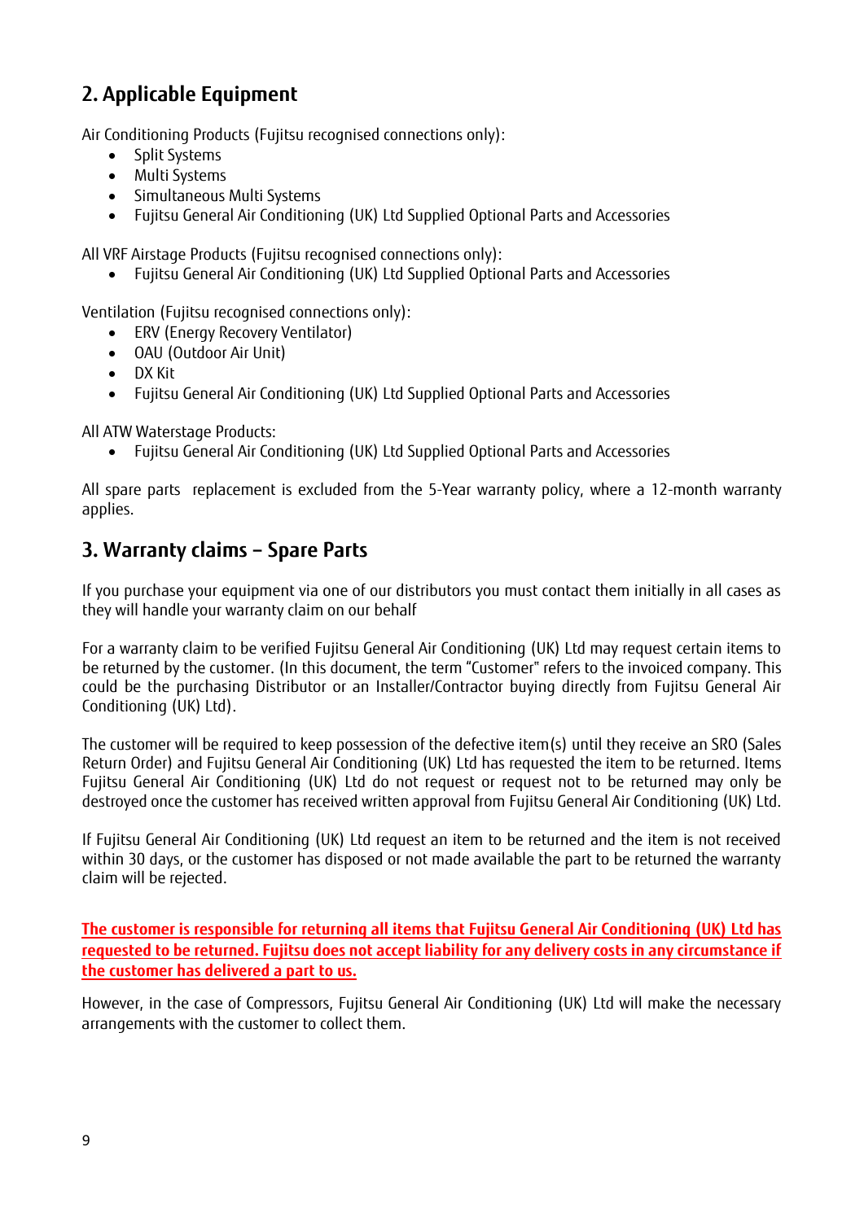## 2. Applicable Equipment

Air Conditioning Products (Fujitsu recognised connections only):

- Split Systems
- Multi Systems
- Simultaneous Multi Systems
- Fujitsu General Air Conditioning (UK) Ltd Supplied Optional Parts and Accessories

All VRF Airstage Products (Fujitsu recognised connections only):

- Fujitsu General Air Conditioning (UK) Ltd Supplied Optional Parts and Accessories

Ventilation (Fujitsu recognised connections only):

- ERV (Energy Recovery Ventilator)
- OAU (Outdoor Air Unit)
- DX Kit
- Fujitsu General Air Conditioning (UK) Ltd Supplied Optional Parts and Accessories

All ATW Waterstage Products:

- Fujitsu General Air Conditioning (UK) Ltd Supplied Optional Parts and Accessories

All spare parts replacement is excluded from the 5-Year warranty policy, where a 12-month warranty applies.

## 3. Warranty claims – Spare Parts

If you purchase your equipment via one of our distributors you must contact them initially in all cases as they will handle your warranty claim on our behalf

For a warranty claim to be verified Fujitsu General Air Conditioning (UK) Ltd may request certain items to be returned by the customer. (In this document, the term "Customer" refers to the invoiced company. This could be the purchasing Distributor or an Installer/Contractor buying directly from Fujitsu General Air Conditioning (UK) Ltd).

The customer will be required to keep possession of the defective item(s) until they receive an SRO (Sales Return Order) and Fujitsu General Air Conditioning (UK) Ltd has requested the item to be returned. Items Fujitsu General Air Conditioning (UK) Ltd do not request or request not to be returned may only be destroyed once the customer has received written approval from Fujitsu General Air Conditioning (UK) Ltd.

If Fujitsu General Air Conditioning (UK) Ltd request an item to be returned and the item is not received within 30 days, or the customer has disposed or not made available the part to be returned the warranty claim will be rejected.

**The customer is responsible for returning all items that Fujitsu General Air Conditioning (UK) Ltd has requested to be returned. Fujitsu does not accept liability for any delivery costs in any circumstance if the customer has delivered a part to us.**

However, in the case of Compressors, Fujitsu General Air Conditioning (UK) Ltd will make the necessary arrangements with the customer to collect them.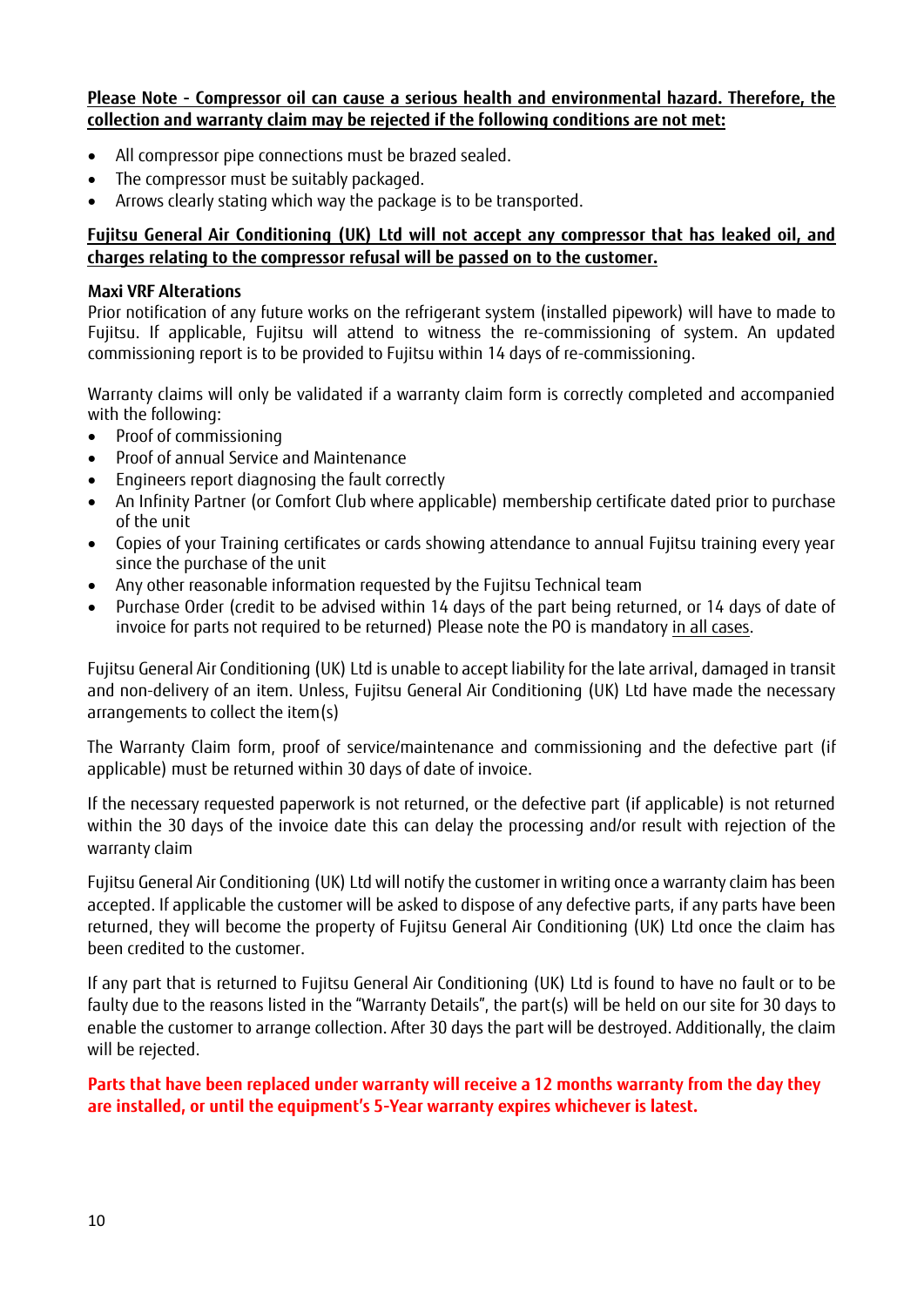**Please Note - Compressor oil can cause a serious health and environmental hazard. Therefore, the collection and warranty claim may be rejected if the following conditions are not met:**

- All compressor pipe connections must be brazed sealed.
- The compressor must be suitably packaged.
- Arrows clearly stating which way the package is to be transported.

**Fujitsu General Air Conditioning (UK) Ltd will not accept any compressor that has leaked oil, and charges relating to the compressor refusal will be passed on to the customer.**

**Maxi VRF Alterations**

Prior notification of any future works on the refrigerant system (installed pipework) will have to made to Fujitsu. If applicable, Fujitsu will attend to witness the re-commissioning of system. An updated commissioning report is to be provided to Fujitsu within 14 days of re-commissioning.

Warranty claims will only be validated if a warranty claim form is correctly completed and accompanied with the following:

- Proof of commissioning
- Proof of annual Service and Maintenance
- Engineers report diagnosing the fault correctly
- An Infinity Partner (or Comfort Club where applicable) membership certificate dated prior to purchase of the unit
- Copies of your Training certificates or cards showing attendance to annual Fujitsu training every year since the purchase of the unit
- Any other reasonable information requested by the Fujitsu Technical team
- Purchase Order (credit to be advised within 14 days of the part being returned, or 14 days of date of invoice for parts not required to be returned) Please note the PO is mandatory in all cases.

Fujitsu General Air Conditioning (UK) Ltd is unable to accept liability for the late arrival, damaged in transit and non-delivery of an item. Unless, Fujitsu General Air Conditioning (UK) Ltd have made the necessary arrangements to collect the item(s)

The Warranty Claim form, proof of service/maintenance and commissioning and the defective part (if applicable) must be returned within 30 days of date of invoice.

If the necessary requested paperwork is not returned, or the defective part (if applicable) is not returned within the 30 days of the invoice date this can delay the processing and/or result with rejection of the warranty claim

Fujitsu General Air Conditioning (UK) Ltd will notify the customer in writing once a warranty claim has been accepted. If applicable the customer will be asked to dispose of any defective parts, if any parts have been returned, they will become the property of Fujitsu General Air Conditioning (UK) Ltd once the claim has been credited to the customer.

If any part that is returned to Fujitsu General Air Conditioning (UK) Ltd is found to have no fault or to be faulty due to the reasons listed in the "Warranty Details", the part(s) will be held on our site for 30 days to enable the customer to arrange collection. After 30 days the part will be destroyed. Additionally, the claim will be rejected.

**Parts that have been replaced under warranty will receive a 12 months warranty from the day they are installed, or until the equipment's 5-Year warranty expires whichever is latest.**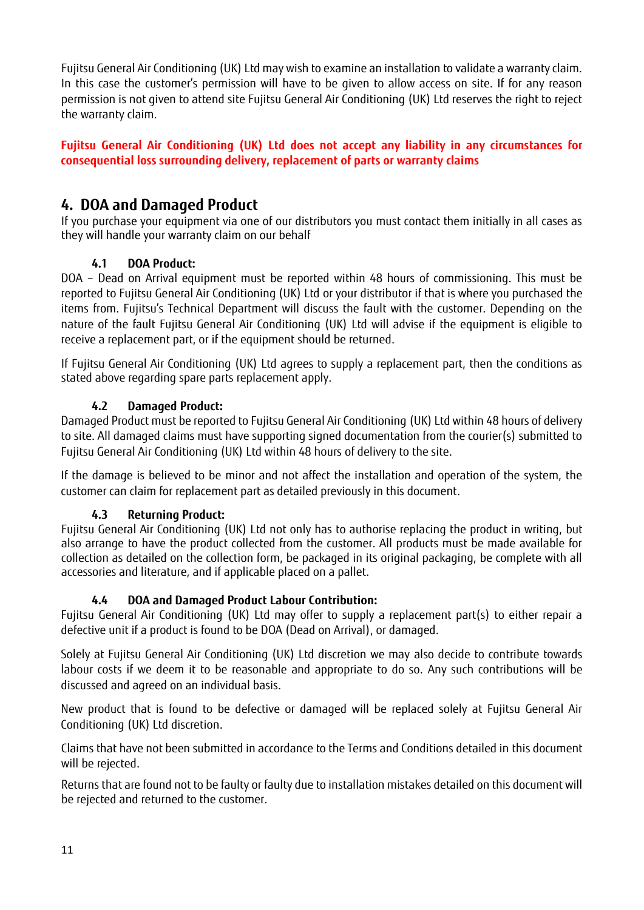Fujitsu General Air Conditioning (UK) Ltd may wish to examine an installation to validate a warranty claim. In this case the customer's permission will have to be given to allow access on site. If for any reason permission is not given to attend site Fujitsu General Air Conditioning (UK) Ltd reserves the right to reject the warranty claim.

**Fujitsu General Air Conditioning (UK) Ltd does not accept any liability in any circumstances for consequential loss surrounding delivery, replacement of parts or warranty claims**

## 4. DOA and Damaged Product

If you purchase your equipment via one of our distributors you must contact them initially in all cases as they will handle your warranty claim on our behalf

### 4.1 DOA Product:

DOA – Dead on Arrival equipment must be reported within 48 hours of commissioning. This must be reported to Fujitsu General Air Conditioning (UK) Ltd or your distributor if that is where you purchased the items from. Fujitsu's Technical Department will discuss the fault with the customer. Depending on the nature of the fault Fujitsu General Air Conditioning (UK) Ltd will advise if the equipment is eligible to receive a replacement part, or if the equipment should be returned.

If Fujitsu General Air Conditioning (UK) Ltd agrees to supply a replacement part, then the conditions as stated above regarding spare parts replacement apply.

### 4.2 Damaged Product:

Damaged Product must be reported to Fujitsu General Air Conditioning (UK) Ltd within 48 hours of delivery to site. All damaged claims must have supporting signed documentation from the courier(s) submitted to Fujitsu General Air Conditioning (UK) Ltd within 48 hours of delivery to the site.

If the damage is believed to be minor and not affect the installation and operation of the system, the customer can claim for replacement part as detailed previously in this document.

### 4.3 Returning Product:

Fujitsu General Air Conditioning (UK) Ltd not only has to authorise replacing the product in writing, but also arrange to have the product collected from the customer. All products must be made available for collection as detailed on the collection form, be packaged in its original packaging, be complete with all accessories and literature, and if applicable placed on a pallet.

### 4.4 DOA and Damaged Product Labour Contribution:

Fujitsu General Air Conditioning (UK) Ltd may offer to supply a replacement part(s) to either repair a defective unit if a product is found to be DOA (Dead on Arrival), or damaged.

Solely at Fujitsu General Air Conditioning (UK) Ltd discretion we may also decide to contribute towards labour costs if we deem it to be reasonable and appropriate to do so. Any such contributions will be discussed and agreed on an individual basis.

New product that is found to be defective or damaged will be replaced solely at Fujitsu General Air Conditioning (UK) Ltd discretion.

Claims that have not been submitted in accordance to the Terms and Conditions detailed in this document will be rejected.

Returns that are found not to be faulty or faulty due to installation mistakes detailed on this document will be rejected and returned to the customer.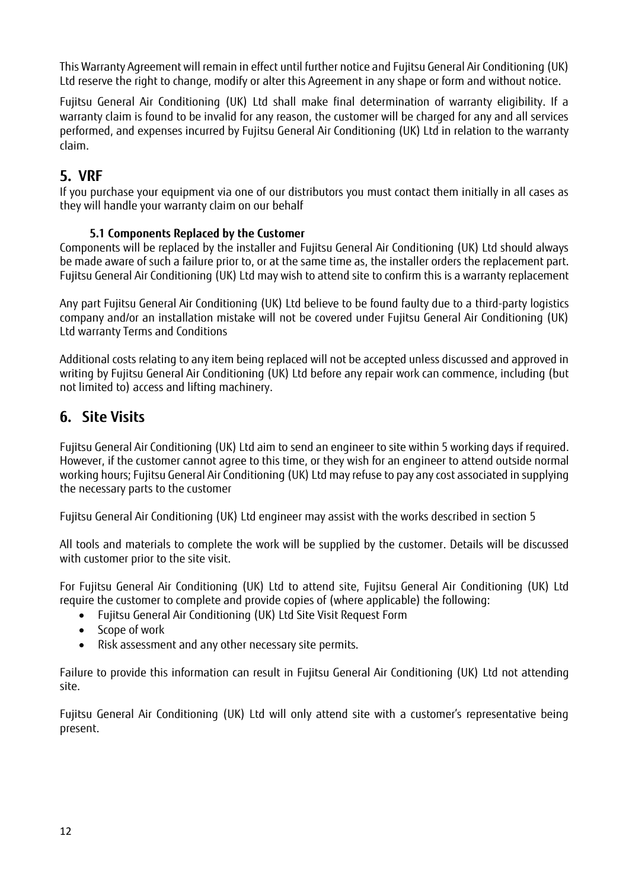This Warranty Agreement will remain in effect until further notice and Fujitsu General Air Conditioning (UK) Ltd reserve the right to change, modify or alter this Agreement in any shape or form and without notice.

Fujitsu General Air Conditioning (UK) Ltd shall make final determination of warranty eligibility. If a warranty claim is found to be invalid for any reason, the customer will be charged for any and all services performed, and expenses incurred by Fujitsu General Air Conditioning (UK) Ltd in relation to the warranty claim.

## 5. VRF

If you purchase your equipment via one of our distributors you must contact them initially in all cases as they will handle your warranty claim on our behalf

### 5.1 Components Replaced by the Customer

Components will be replaced by the installer and Fujitsu General Air Conditioning (UK) Ltd should always be made aware of such a failure prior to, or at the same time as, the installer orders the replacement part. Fujitsu General Air Conditioning (UK) Ltd may wish to attend site to confirm this is a warranty replacement

Any part Fujitsu General Air Conditioning (UK) Ltd believe to be found faulty due to a third-party logistics company and/or an installation mistake will not be covered under Fujitsu General Air Conditioning (UK) Ltd warranty Terms and Conditions

Additional costs relating to any item being replaced will not be accepted unless discussed and approved in writing by Fujitsu General Air Conditioning (UK) Ltd before any repair work can commence, including (but not limited to) access and lifting machinery.

## 6. Site Visits

Fujitsu General Air Conditioning (UK) Ltd aim to send an engineer to site within 5 working days if required. However, if the customer cannot agree to this time, or they wish for an engineer to attend outside normal working hours; Fujitsu General Air Conditioning (UK) Ltd may refuse to pay any cost associated in supplying the necessary parts to the customer

Fujitsu General Air Conditioning (UK) Ltd engineer may assist with the works described in section 5

All tools and materials to complete the work will be supplied by the customer. Details will be discussed with customer prior to the site visit.

For Fujitsu General Air Conditioning (UK) Ltd to attend site, Fujitsu General Air Conditioning (UK) Ltd require the customer to complete and provide copies of (where applicable) the following:

- Fujitsu General Air Conditioning (UK) Ltd Site Visit Request Form
- Scope of work
- Risk assessment and any other necessary site permits.

Failure to provide this information can result in Fujitsu General Air Conditioning (UK) Ltd not attending site.

Fujitsu General Air Conditioning (UK) Ltd will only attend site with a customer's representative being present.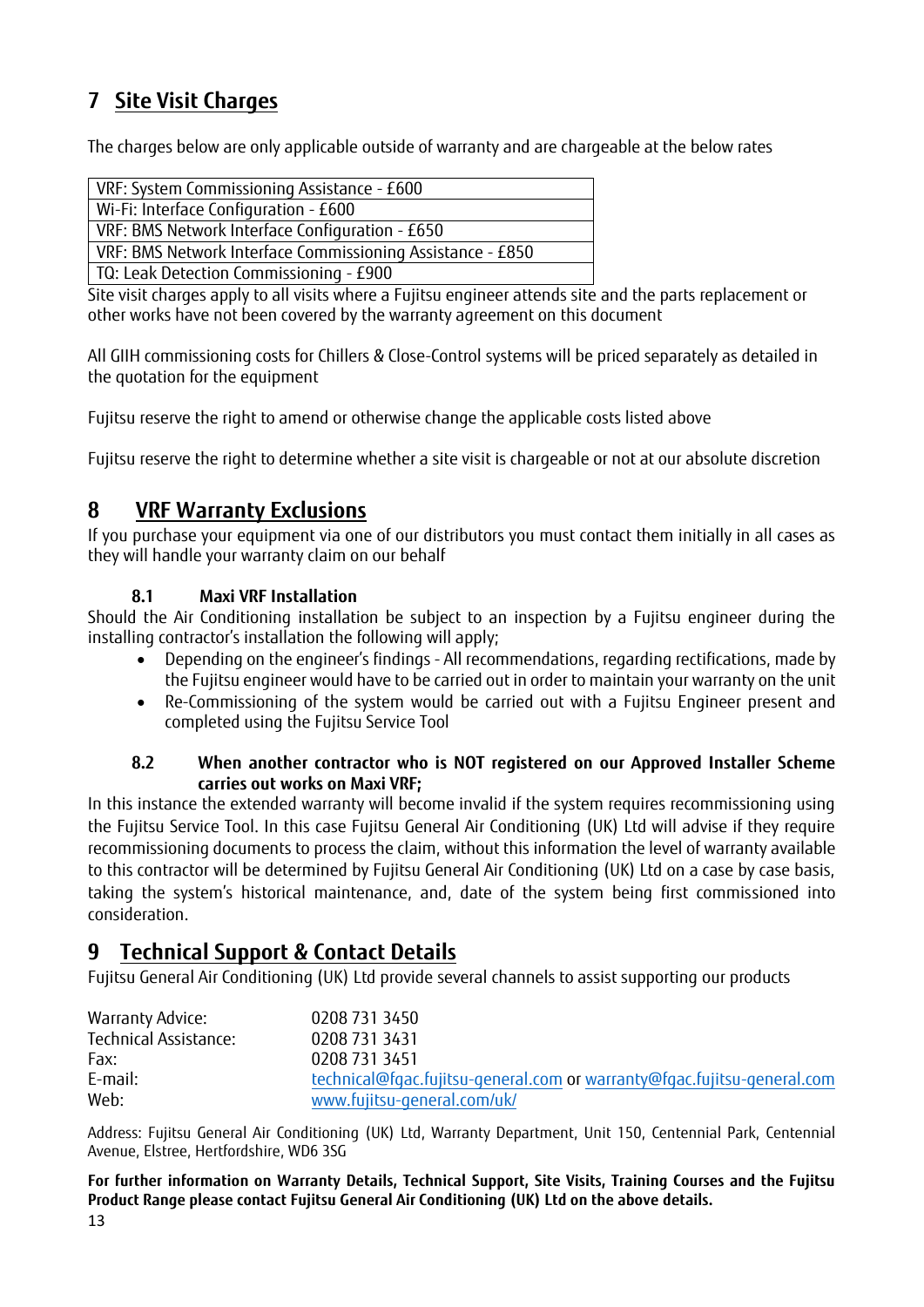## 7 Site Visit Charges

The charges below are only applicable outside of warranty and are chargeable at the below rates

| |
|---|
| VRF: System Commissioning Assistance - £600 |
| Wi-Fi: Interface Configuration - £600 |
| VRF: BMS Network Interface Configuration - £650 |
| VRF: BMS Network Interface Commissioning Assistance - £850 |
| TQ: Leak Detection Commissioning - £900 |

Site visit charges apply to all visits where a Fujitsu engineer attends site and the parts replacement or other works have not been covered by the warranty agreement on this document

All GIIH commissioning costs for Chillers & Close-Control systems will be priced separately as detailed in the quotation for the equipment

Fujitsu reserve the right to amend or otherwise change the applicable costs listed above

Fujitsu reserve the right to determine whether a site visit is chargeable or not at our absolute discretion

## 8 VRF Warranty Exclusions

If you purchase your equipment via one of our distributors you must contact them initially in all cases as they will handle your warranty claim on our behalf

### 8.1 Maxi VRF Installation

Should the Air Conditioning installation be subject to an inspection by a Fujitsu engineer during the installing contractor's installation the following will apply;

- Depending on the engineer's findings - All recommendations, regarding rectifications, made by the Fujitsu engineer would have to be carried out in order to maintain your warranty on the unit
- Re-Commissioning of the system would be carried out with a Fujitsu Engineer present and completed using the Fujitsu Service Tool

### 8.2 When another contractor who is NOT registered on our Approved Installer Scheme carries out works on Maxi VRF;

In this instance the extended warranty will become invalid if the system requires recommissioning using the Fujitsu Service Tool. In this case Fujitsu General Air Conditioning (UK) Ltd will advise if they require recommissioning documents to process the claim, without this information the level of warranty available to this contractor will be determined by Fujitsu General Air Conditioning (UK) Ltd on a case by case basis, taking the system's historical maintenance, and, date of the system being first commissioned into consideration.

## 9 Technical Support & Contact Details

Fujitsu General Air Conditioning (UK) Ltd provide several channels to assist supporting our products

| | |
|---|---|
| Warranty Advice: | 0208 731 3450 |
| Technical Assistance: | 0208 731 3431 |
| Fax: | 0208 731 3451 |
| E-mail: | technical@fgac.fujitsu-general.com or warranty@fgac.fujitsu-general.com |
| Web: | www.fujitsu-general.com/uk/ |

Address: Fujitsu General Air Conditioning (UK) Ltd, Warranty Department, Unit 150, Centennial Park, Centennial Avenue, Elstree, Hertfordshire, WD6 3SG

**For further information on Warranty Details, Technical Support, Site Visits, Training Courses and the Fujitsu Product Range please contact Fujitsu General Air Conditioning (UK) Ltd on the above details.**